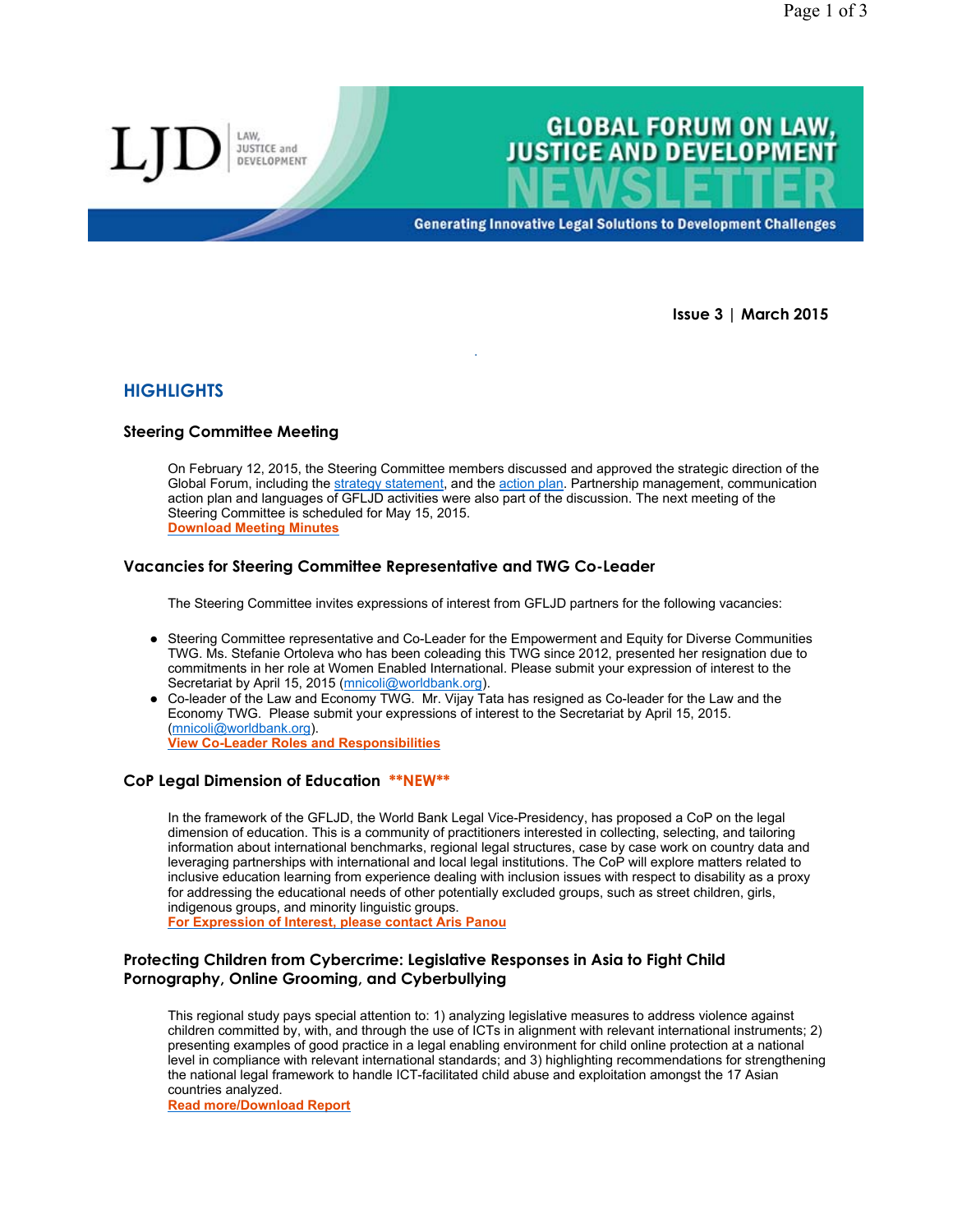# GLOBAL FORUM ON LAW, JUSTICE AND DEVELOPMENT NEWSLETTER

LJD | LAW, JUSTICE and DEVELOPMENT

Generating Innovative Legal Solutions to Development Challenges

**Issue 3 | March 2015**

## HIGHLIGHTS

### Steering Committee Meeting

On February 12, 2015, the Steering Committee members discussed and approved the strategic direction of the Global Forum, including the strategy statement, and the action plan. Partnership management, communication action plan and languages of GFLJD activities were also part of the discussion. The next meeting of the Steering Committee is scheduled for May 15, 2015.
**Download Meeting Minutes**

### Vacancies for Steering Committee Representative and TWG Co-Leader

The Steering Committee invites expressions of interest from GFLJD partners for the following vacancies:

- Steering Committee representative and Co-Leader for the Empowerment and Equity for Diverse Communities TWG. Ms. Stefanie Ortoleva who has been coleading this TWG since 2012, presented her resignation due to commitments in her role at Women Enabled International. Please submit your expression of interest to the Secretariat by April 15, 2015 (mnicoli@worldbank.org).
- Co-leader of the Law and Economy TWG. Mr. Vijay Tata has resigned as Co-leader for the Law and the Economy TWG. Please submit your expressions of interest to the Secretariat by April 15, 2015. (mnicoli@worldbank.org).
  **View Co-Leader Roles and Responsibilities**

### CoP Legal Dimension of Education **NEW**

In the framework of the GFLJD, the World Bank Legal Vice-Presidency, has proposed a CoP on the legal dimension of education. This is a community of practitioners interested in collecting, selecting, and tailoring information about international benchmarks, regional legal structures, case by case work on country data and leveraging partnerships with international and local legal institutions. The CoP will explore matters related to inclusive education learning from experience dealing with inclusion issues with respect to disability as a proxy for addressing the educational needs of other potentially excluded groups, such as street children, girls, indigenous groups, and minority linguistic groups.
**For Expression of Interest, please contact Aris Panou**

### Protecting Children from Cybercrime: Legislative Responses in Asia to Fight Child Pornography, Online Grooming, and Cyberbullying

This regional study pays special attention to: 1) analyzing legislative measures to address violence against children committed by, with, and through the use of ICTs in alignment with relevant international instruments; 2) presenting examples of good practice in a legal enabling environment for child online protection at a national level in compliance with relevant international standards; and 3) highlighting recommendations for strengthening the national legal framework to handle ICT-facilitated child abuse and exploitation amongst the 17 Asian countries analyzed.
**Read more/Download Report**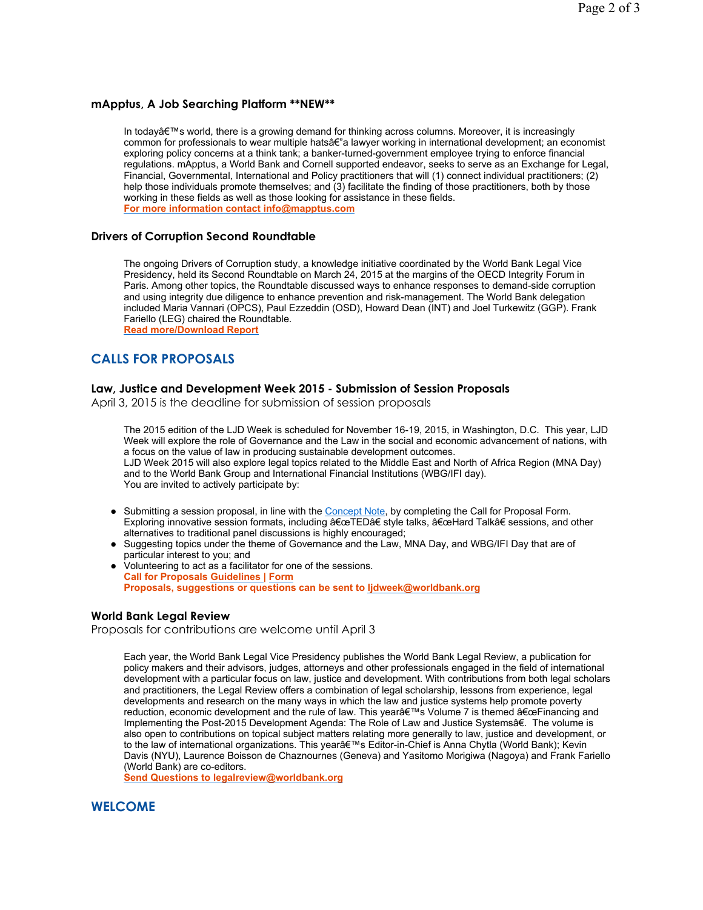### mApptus, A Job Searching Platform **NEW**

In todayâ€™s world, there is a growing demand for thinking across columns. Moreover, it is increasingly common for professionals to wear multiple hatsâ€"a lawyer working in international development; an economist exploring policy concerns at a think tank; a banker-turned-government employee trying to enforce financial regulations. mApptus, a World Bank and Cornell supported endeavor, seeks to serve as an Exchange for Legal, Financial, Governmental, International and Policy practitioners that will (1) connect individual practitioners; (2) help those individuals promote themselves; and (3) facilitate the finding of those practitioners, both by those working in these fields as well as those looking for assistance in these fields.
**For more information contact info@mapptus.com**

### Drivers of Corruption Second Roundtable

The ongoing Drivers of Corruption study, a knowledge initiative coordinated by the World Bank Legal Vice Presidency, held its Second Roundtable on March 24, 2015 at the margins of the OECD Integrity Forum in Paris. Among other topics, the Roundtable discussed ways to enhance responses to demand-side corruption and using integrity due diligence to enhance prevention and risk-management. The World Bank delegation included Maria Vannari (OPCS), Paul Ezzeddin (OSD), Howard Dean (INT) and Joel Turkewitz (GGP). Frank Fariello (LEG) chaired the Roundtable.
**Read more/Download Report**

## CALLS FOR PROPOSALS

### Law, Justice and Development Week 2015 - Submission of Session Proposals

April 3, 2015 is the deadline for submission of session proposals

The 2015 edition of the LJD Week is scheduled for November 16-19, 2015, in Washington, D.C. This year, LJD Week will explore the role of Governance and the Law in the social and economic advancement of nations, with a focus on the value of law in producing sustainable development outcomes.
LJD Week 2015 will also explore legal topics related to the Middle East and North of Africa Region (MNA Day) and to the World Bank Group and International Financial Institutions (WBG/IFI day).
You are invited to actively participate by:

- Submitting a session proposal, in line with the Concept Note, by completing the Call for Proposal Form. Exploring innovative session formats, including â€œTEDâ€ style talks, â€œHard Talkâ€ sessions, and other alternatives to traditional panel discussions is highly encouraged;
- Suggesting topics under the theme of Governance and the Law, MNA Day, and WBG/IFI Day that are of particular interest to you; and
- Volunteering to act as a facilitator for one of the sessions.
  **Call for Proposals Guidelines | Form**
  **Proposals, suggestions or questions can be sent to ljdweek@worldbank.org**

### World Bank Legal Review

Proposals for contributions are welcome until April 3

Each year, the World Bank Legal Vice Presidency publishes the World Bank Legal Review, a publication for policy makers and their advisors, judges, attorneys and other professionals engaged in the field of international development with a particular focus on law, justice and development. With contributions from both legal scholars and practitioners, the Legal Review offers a combination of legal scholarship, lessons from experience, legal developments and research on the many ways in which the law and justice systems help promote poverty reduction, economic development and the rule of law. This yearâ€™s Volume 7 is themed â€œFinancing and Implementing the Post-2015 Development Agenda: The Role of Law and Justice Systemsâ€. The volume is also open to contributions on topical subject matters relating more generally to law, justice and development, or to the law of international organizations. This yearâ€™s Editor-in-Chief is Anna Chytla (World Bank); Kevin Davis (NYU), Laurence Boisson de Chaznournes (Geneva) and Yasitomo Morigiwa (Nagoya) and Frank Fariello (World Bank) are co-editors.
**Send Questions to legalreview@worldbank.org**

## WELCOME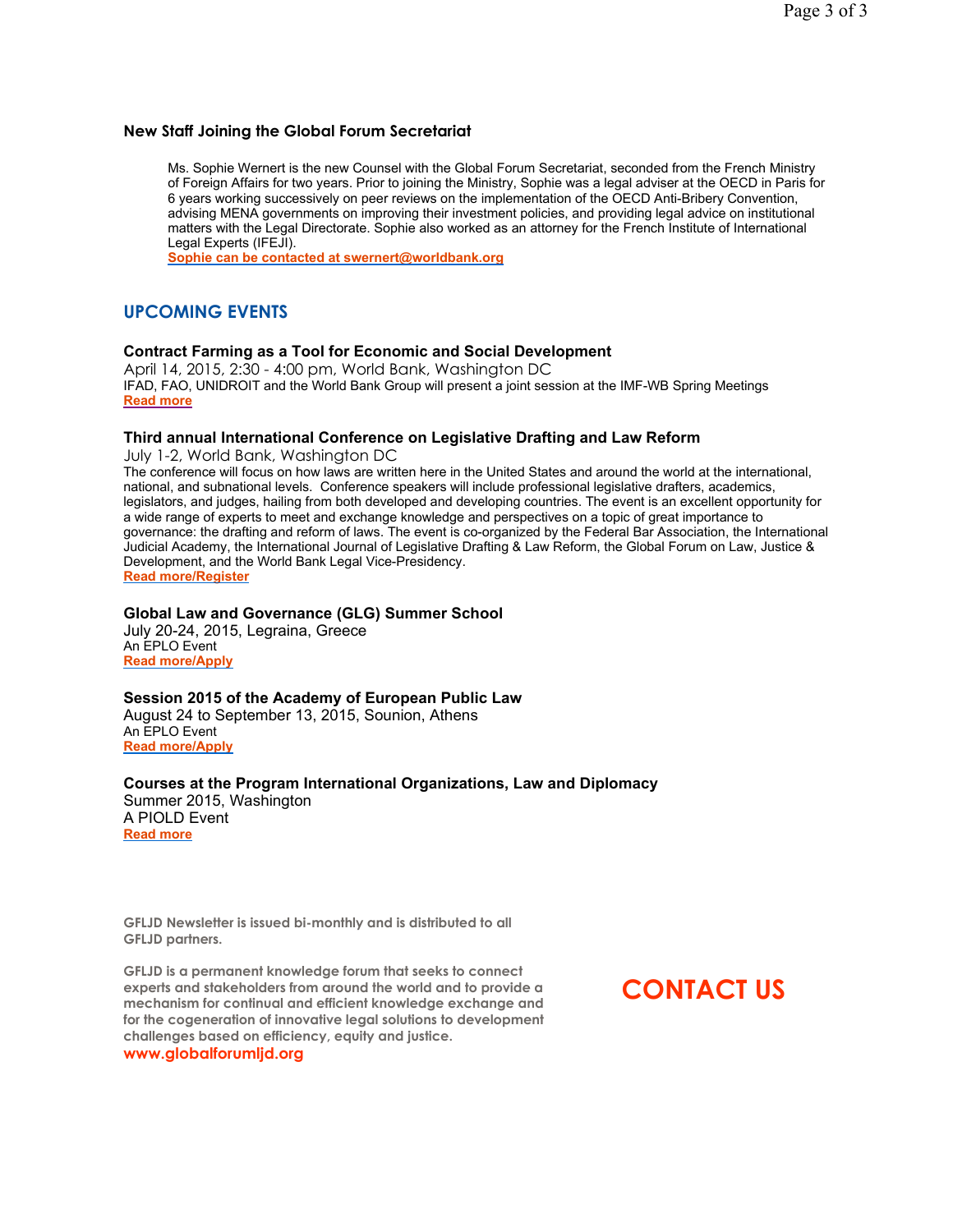### New Staff Joining the Global Forum Secretariat

Ms. Sophie Wernert is the new Counsel with the Global Forum Secretariat, seconded from the French Ministry of Foreign Affairs for two years. Prior to joining the Ministry, Sophie was a legal adviser at the OECD in Paris for 6 years working successively on peer reviews on the implementation of the OECD Anti-Bribery Convention, advising MENA governments on improving their investment policies, and providing legal advice on institutional matters with the Legal Directorate. Sophie also worked as an attorney for the French Institute of International Legal Experts (IFEJI).

**Sophie can be contacted at swernert@worldbank.org**

## UPCOMING EVENTS

**Contract Farming as a Tool for Economic and Social Development**
April 14, 2015, 2:30 - 4:00 pm, World Bank, Washington DC
IFAD, FAO, UNIDROIT and the World Bank Group will present a joint session at the IMF-WB Spring Meetings
**Read more**

**Third annual International Conference on Legislative Drafting and Law Reform**
July 1-2, World Bank, Washington DC
The conference will focus on how laws are written here in the United States and around the world at the international, national, and subnational levels. Conference speakers will include professional legislative drafters, academics, legislators, and judges, hailing from both developed and developing countries. The event is an excellent opportunity for a wide range of experts to meet and exchange knowledge and perspectives on a topic of great importance to governance: the drafting and reform of laws. The event is co-organized by the Federal Bar Association, the International Judicial Academy, the International Journal of Legislative Drafting & Law Reform, the Global Forum on Law, Justice & Development, and the World Bank Legal Vice-Presidency.
**Read more/Register**

**Global Law and Governance (GLG) Summer School**
July 20-24, 2015, Legraina, Greece
An EPLO Event
**Read more/Apply**

**Session 2015 of the Academy of European Public Law**
August 24 to September 13, 2015, Sounion, Athens
An EPLO Event
**Read more/Apply**

**Courses at the Program International Organizations, Law and Diplomacy**
Summer 2015, Washington
A PIOLD Event
**Read more**

**GFLJD Newsletter is issued bi-monthly and is distributed to all GFLJD partners.**

**GFLJD is a permanent knowledge forum that seeks to connect experts and stakeholders from around the world and to provide a mechanism for continual and efficient knowledge exchange and for the cogeneration of innovative legal solutions to development challenges based on efficiency, equity and justice.**

**www.globalforumljd.org**

**CONTACT US**